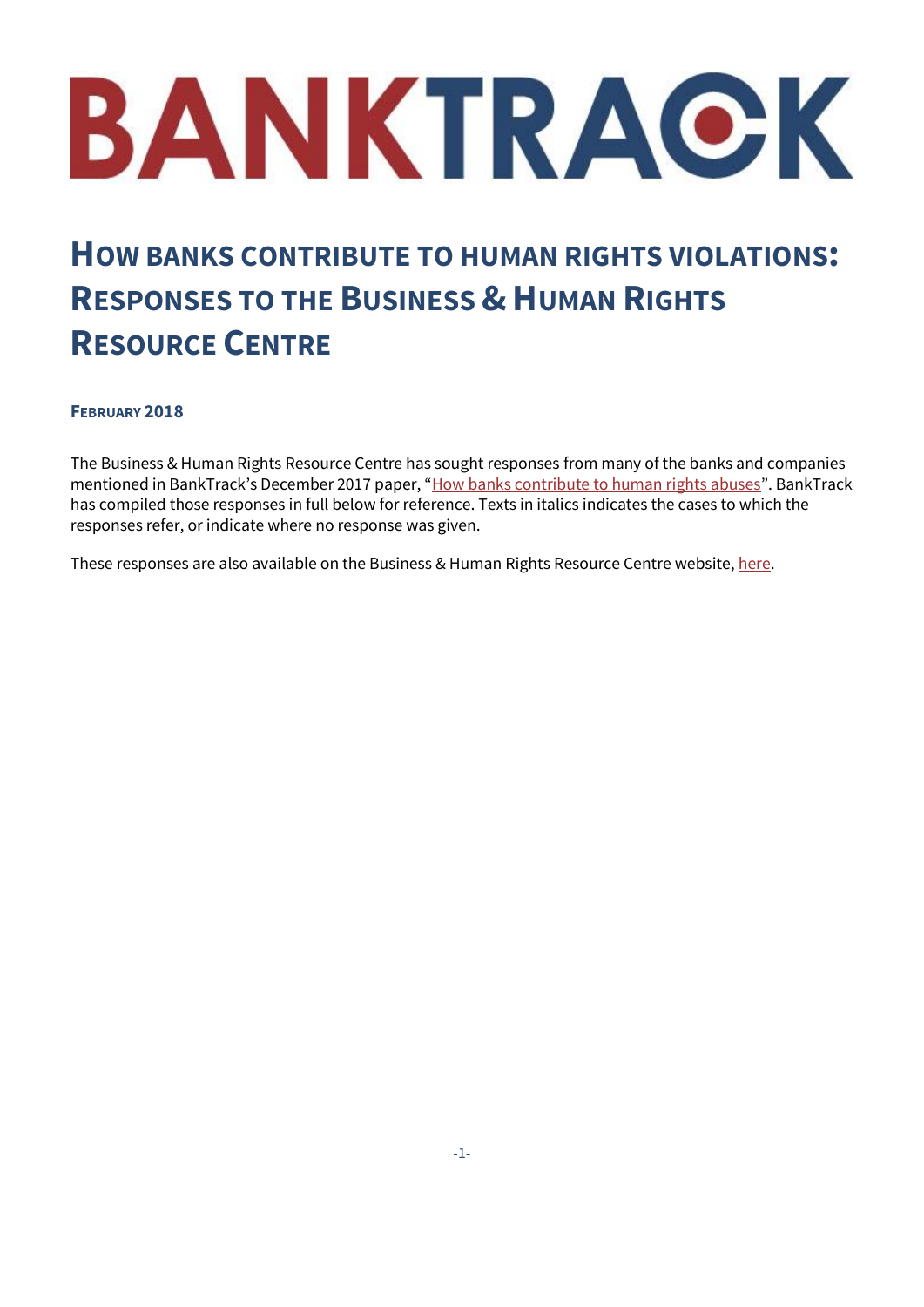# BANKTRACK

# HOW BANKS CONTRIBUTE TO HUMAN RIGHTS VIOLATIONS: RESPONSES TO THE BUSINESS & HUMAN RIGHTS RESOURCE CENTRE

**FEBRUARY 2018**

The Business & Human Rights Resource Centre has sought responses from many of the banks and companies mentioned in BankTrack's December 2017 paper, "How banks contribute to human rights abuses". BankTrack has compiled those responses in full below for reference. Texts in italics indicates the cases to which the responses refer, or indicate where no response was given.

These responses are also available on the Business & Human Rights Resource Centre website, here.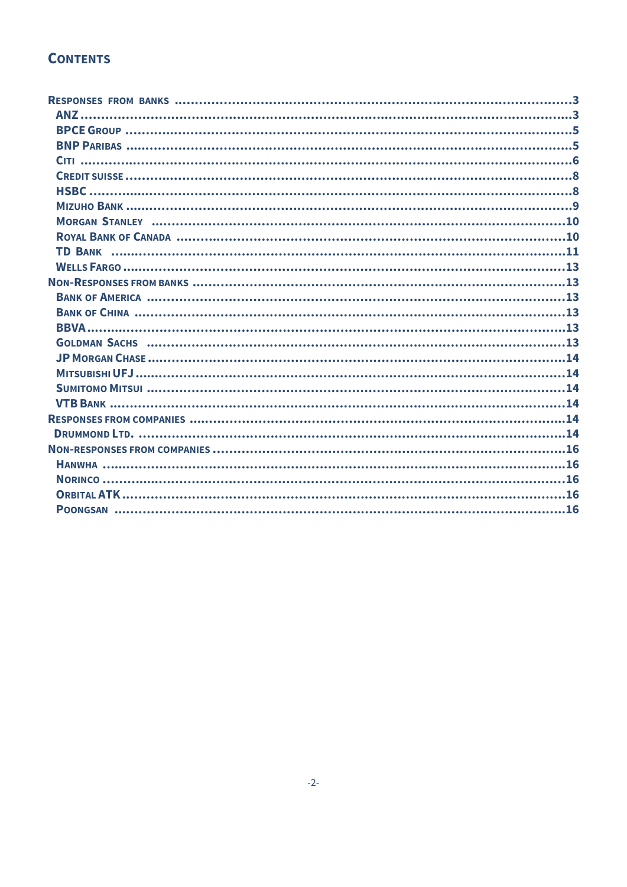## Contents

- Responses from banks ........ 3
  - ANZ ........ 3
  - BPCE Group ........ 5
  - BNP Paribas ........ 5
  - Citi ........ 6
  - Credit Suisse ........ 8
  - HSBC ........ 8
  - Mizuho Bank ........ 9
  - Morgan Stanley ........ 10
  - Royal Bank of Canada ........ 10
  - TD Bank ........ 11
  - Wells Fargo ........ 13
- Non-Responses from banks ........ 13
  - Bank of America ........ 13
  - Bank of China ........ 13
  - BBVA ........ 13
  - Goldman Sachs ........ 13
  - JP Morgan Chase ........ 14
  - Mitsubishi UFJ ........ 14
  - Sumitomo Mitsui ........ 14
  - VTB Bank ........ 14
- Responses from companies ........ 14
  - Drummond Ltd. ........ 14
- Non-responses from companies ........ 16
  - Hanwha ........ 16
  - Norinco ........ 16
  - Orbital ATK ........ 16
  - Poongsan ........ 16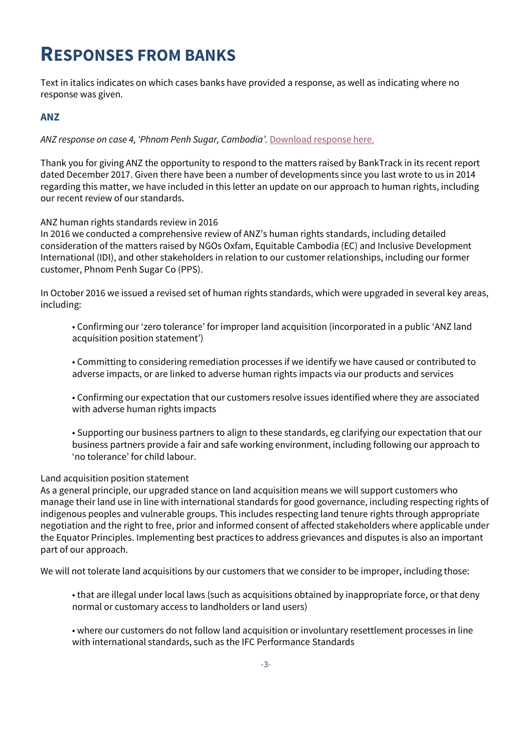# RESPONSES FROM BANKS

Text in italics indicates on which cases banks have provided a response, as well as indicating where no response was given.

## ANZ

*ANZ response on case 4, 'Phnom Penh Sugar, Cambodia'.* Download response here.

Thank you for giving ANZ the opportunity to respond to the matters raised by BankTrack in its recent report dated December 2017. Given there have been a number of developments since you last wrote to us in 2014 regarding this matter, we have included in this letter an update on our approach to human rights, including our recent review of our standards.

ANZ human rights standards review in 2016
In 2016 we conducted a comprehensive review of ANZ's human rights standards, including detailed consideration of the matters raised by NGOs Oxfam, Equitable Cambodia (EC) and Inclusive Development International (IDI), and other stakeholders in relation to our customer relationships, including our former customer, Phnom Penh Sugar Co (PPS).

In October 2016 we issued a revised set of human rights standards, which were upgraded in several key areas, including:

- Confirming our 'zero tolerance' for improper land acquisition (incorporated in a public 'ANZ land acquisition position statement')
- Committing to considering remediation processes if we identify we have caused or contributed to adverse impacts, or are linked to adverse human rights impacts via our products and services
- Confirming our expectation that our customers resolve issues identified where they are associated with adverse human rights impacts
- Supporting our business partners to align to these standards, eg clarifying our expectation that our business partners provide a fair and safe working environment, including following our approach to 'no tolerance' for child labour.

Land acquisition position statement
As a general principle, our upgraded stance on land acquisition means we will support customers who manage their land use in line with international standards for good governance, including respecting rights of indigenous peoples and vulnerable groups. This includes respecting land tenure rights through appropriate negotiation and the right to free, prior and informed consent of affected stakeholders where applicable under the Equator Principles. Implementing best practices to address grievances and disputes is also an important part of our approach.

We will not tolerate land acquisitions by our customers that we consider to be improper, including those:

- that are illegal under local laws (such as acquisitions obtained by inappropriate force, or that deny normal or customary access to landholders or land users)
- where our customers do not follow land acquisition or involuntary resettlement processes in line with international standards, such as the IFC Performance Standards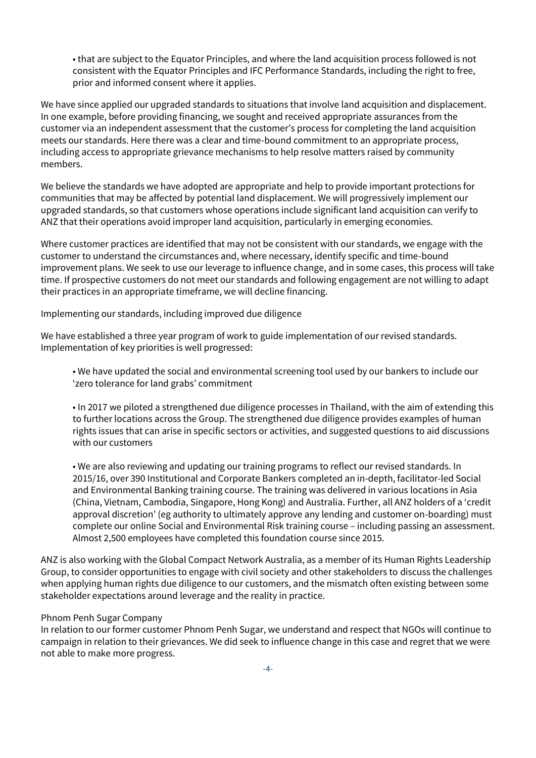- that are subject to the Equator Principles, and where the land acquisition process followed is not consistent with the Equator Principles and IFC Performance Standards, including the right to free, prior and informed consent where it applies.

We have since applied our upgraded standards to situations that involve land acquisition and displacement. In one example, before providing financing, we sought and received appropriate assurances from the customer via an independent assessment that the customer's process for completing the land acquisition meets our standards. Here there was a clear and time-bound commitment to an appropriate process, including access to appropriate grievance mechanisms to help resolve matters raised by community members.

We believe the standards we have adopted are appropriate and help to provide important protections for communities that may be affected by potential land displacement. We will progressively implement our upgraded standards, so that customers whose operations include significant land acquisition can verify to ANZ that their operations avoid improper land acquisition, particularly in emerging economies.

Where customer practices are identified that may not be consistent with our standards, we engage with the customer to understand the circumstances and, where necessary, identify specific and time-bound improvement plans. We seek to use our leverage to influence change, and in some cases, this process will take time. If prospective customers do not meet our standards and following engagement are not willing to adapt their practices in an appropriate timeframe, we will decline financing.

Implementing our standards, including improved due diligence

We have established a three year program of work to guide implementation of our revised standards. Implementation of key priorities is well progressed:

- We have updated the social and environmental screening tool used by our bankers to include our 'zero tolerance for land grabs' commitment

- In 2017 we piloted a strengthened due diligence processes in Thailand, with the aim of extending this to further locations across the Group. The strengthened due diligence provides examples of human rights issues that can arise in specific sectors or activities, and suggested questions to aid discussions with our customers

- We are also reviewing and updating our training programs to reflect our revised standards. In 2015/16, over 390 Institutional and Corporate Bankers completed an in-depth, facilitator-led Social and Environmental Banking training course. The training was delivered in various locations in Asia (China, Vietnam, Cambodia, Singapore, Hong Kong) and Australia. Further, all ANZ holders of a 'credit approval discretion' (eg authority to ultimately approve any lending and customer on-boarding) must complete our online Social and Environmental Risk training course – including passing an assessment. Almost 2,500 employees have completed this foundation course since 2015.

ANZ is also working with the Global Compact Network Australia, as a member of its Human Rights Leadership Group, to consider opportunities to engage with civil society and other stakeholders to discuss the challenges when applying human rights due diligence to our customers, and the mismatch often existing between some stakeholder expectations around leverage and the reality in practice.

Phnom Penh Sugar Company

In relation to our former customer Phnom Penh Sugar, we understand and respect that NGOs will continue to campaign in relation to their grievances. We did seek to influence change in this case and regret that we were not able to make more progress.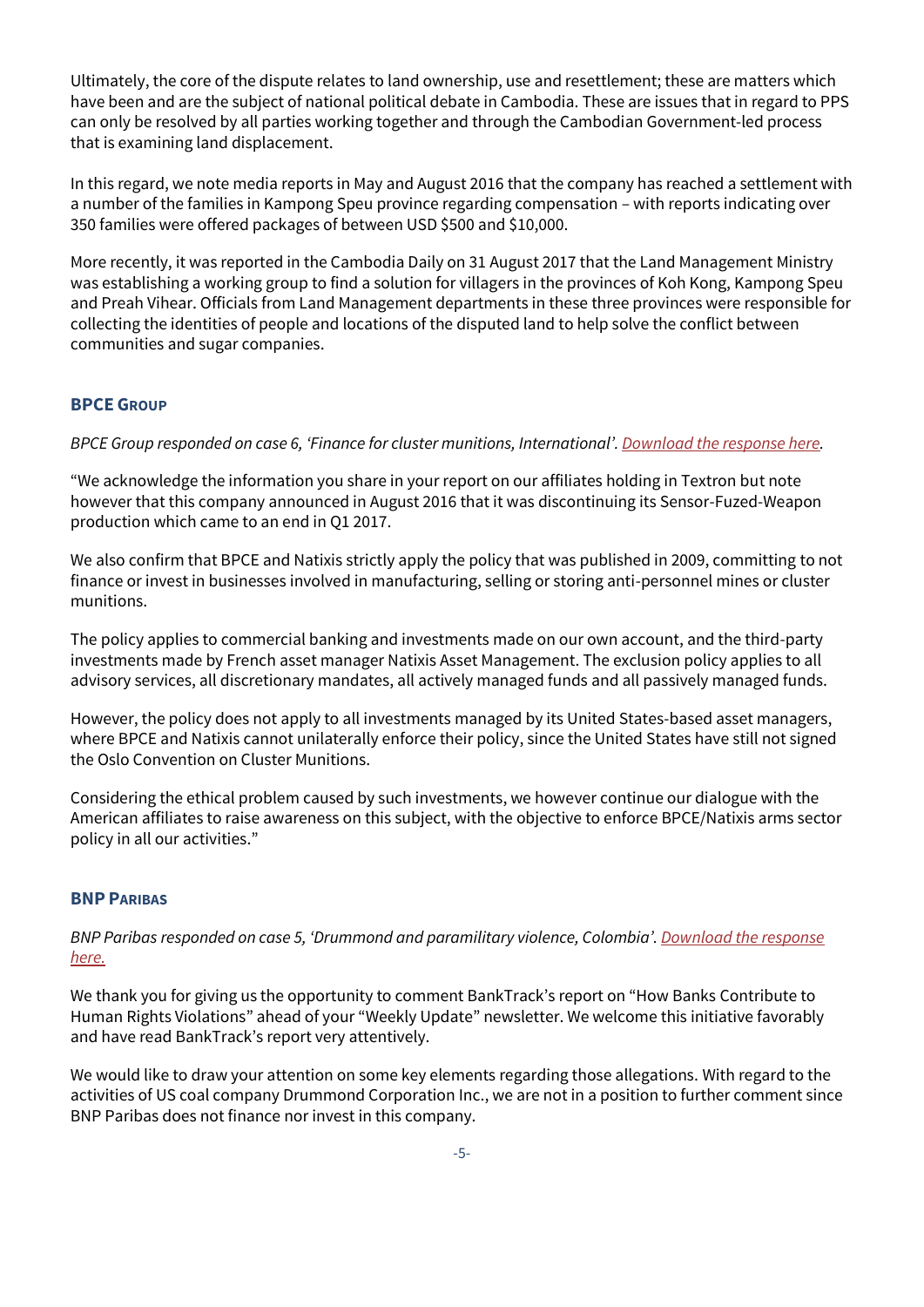Ultimately, the core of the dispute relates to land ownership, use and resettlement; these are matters which have been and are the subject of national political debate in Cambodia. These are issues that in regard to PPS can only be resolved by all parties working together and through the Cambodian Government-led process that is examining land displacement.

In this regard, we note media reports in May and August 2016 that the company has reached a settlement with a number of the families in Kampong Speu province regarding compensation – with reports indicating over 350 families were offered packages of between USD $500 and $10,000.

More recently, it was reported in the Cambodia Daily on 31 August 2017 that the Land Management Ministry was establishing a working group to find a solution for villagers in the provinces of Koh Kong, Kampong Speu and Preah Vihear. Officials from Land Management departments in these three provinces were responsible for collecting the identities of people and locations of the disputed land to help solve the conflict between communities and sugar companies.

### BPCE Group

*BPCE Group responded on case 6, 'Finance for cluster munitions, International'. Download the response here.*

"We acknowledge the information you share in your report on our affiliates holding in Textron but note however that this company announced in August 2016 that it was discontinuing its Sensor-Fuzed-Weapon production which came to an end in Q1 2017.

We also confirm that BPCE and Natixis strictly apply the policy that was published in 2009, committing to not finance or invest in businesses involved in manufacturing, selling or storing anti-personnel mines or cluster munitions.

The policy applies to commercial banking and investments made on our own account, and the third-party investments made by French asset manager Natixis Asset Management. The exclusion policy applies to all advisory services, all discretionary mandates, all actively managed funds and all passively managed funds.

However, the policy does not apply to all investments managed by its United States-based asset managers, where BPCE and Natixis cannot unilaterally enforce their policy, since the United States have still not signed the Oslo Convention on Cluster Munitions.

Considering the ethical problem caused by such investments, we however continue our dialogue with the American affiliates to raise awareness on this subject, with the objective to enforce BPCE/Natixis arms sector policy in all our activities."

### BNP Paribas

*BNP Paribas responded on case 5, 'Drummond and paramilitary violence, Colombia'. Download the response here.*

We thank you for giving us the opportunity to comment BankTrack's report on "How Banks Contribute to Human Rights Violations" ahead of your "Weekly Update" newsletter. We welcome this initiative favorably and have read BankTrack's report very attentively.

We would like to draw your attention on some key elements regarding those allegations. With regard to the activities of US coal company Drummond Corporation Inc., we are not in a position to further comment since BNP Paribas does not finance nor invest in this company.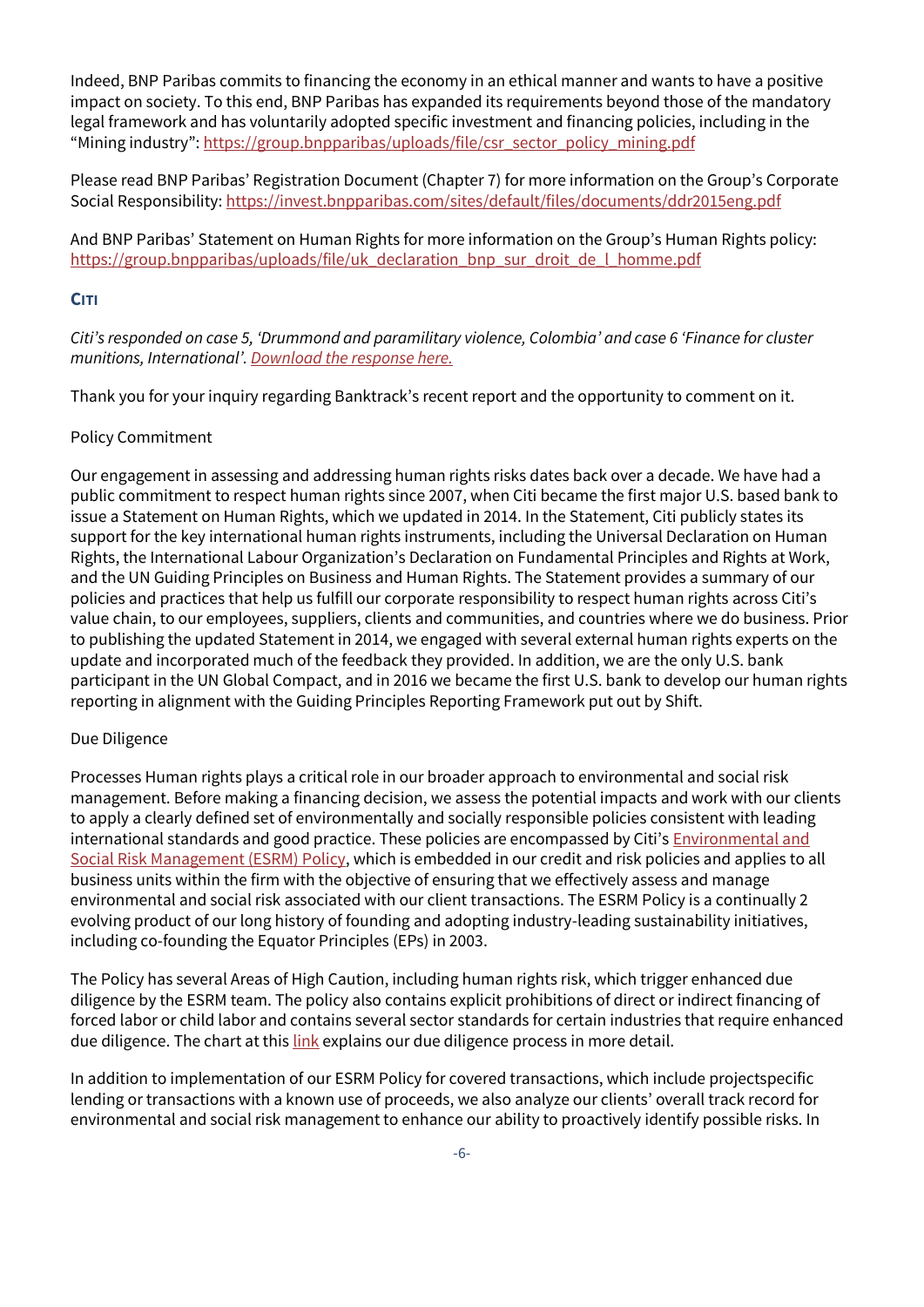Indeed, BNP Paribas commits to financing the economy in an ethical manner and wants to have a positive impact on society. To this end, BNP Paribas has expanded its requirements beyond those of the mandatory legal framework and has voluntarily adopted specific investment and financing policies, including in the "Mining industry": https://group.bnpparibas/uploads/file/csr_sector_policy_mining.pdf

Please read BNP Paribas' Registration Document (Chapter 7) for more information on the Group's Corporate Social Responsibility: https://invest.bnpparibas.com/sites/default/files/documents/ddr2015eng.pdf

And BNP Paribas' Statement on Human Rights for more information on the Group's Human Rights policy: https://group.bnpparibas/uploads/file/uk_declaration_bnp_sur_droit_de_l_homme.pdf

### CITI

*Citi's responded on case 5, 'Drummond and paramilitary violence, Colombia' and case 6 'Finance for cluster munitions, International'. Download the response here.*

Thank you for your inquiry regarding Banktrack's recent report and the opportunity to comment on it.

Policy Commitment

Our engagement in assessing and addressing human rights risks dates back over a decade. We have had a public commitment to respect human rights since 2007, when Citi became the first major U.S. based bank to issue a Statement on Human Rights, which we updated in 2014. In the Statement, Citi publicly states its support for the key international human rights instruments, including the Universal Declaration on Human Rights, the International Labour Organization's Declaration on Fundamental Principles and Rights at Work, and the UN Guiding Principles on Business and Human Rights. The Statement provides a summary of our policies and practices that help us fulfill our corporate responsibility to respect human rights across Citi's value chain, to our employees, suppliers, clients and communities, and countries where we do business. Prior to publishing the updated Statement in 2014, we engaged with several external human rights experts on the update and incorporated much of the feedback they provided. In addition, we are the only U.S. bank participant in the UN Global Compact, and in 2016 we became the first U.S. bank to develop our human rights reporting in alignment with the Guiding Principles Reporting Framework put out by Shift.

Due Diligence

Processes Human rights plays a critical role in our broader approach to environmental and social risk management. Before making a financing decision, we assess the potential impacts and work with our clients to apply a clearly defined set of environmentally and socially responsible policies consistent with leading international standards and good practice. These policies are encompassed by Citi's Environmental and Social Risk Management (ESRM) Policy, which is embedded in our credit and risk policies and applies to all business units within the firm with the objective of ensuring that we effectively assess and manage environmental and social risk associated with our client transactions. The ESRM Policy is a continually 2 evolving product of our long history of founding and adopting industry-leading sustainability initiatives, including co-founding the Equator Principles (EPs) in 2003.

The Policy has several Areas of High Caution, including human rights risk, which trigger enhanced due diligence by the ESRM team. The policy also contains explicit prohibitions of direct or indirect financing of forced labor or child labor and contains several sector standards for certain industries that require enhanced due diligence. The chart at this link explains our due diligence process in more detail.

In addition to implementation of our ESRM Policy for covered transactions, which include projectspecific lending or transactions with a known use of proceeds, we also analyze our clients' overall track record for environmental and social risk management to enhance our ability to proactively identify possible risks. In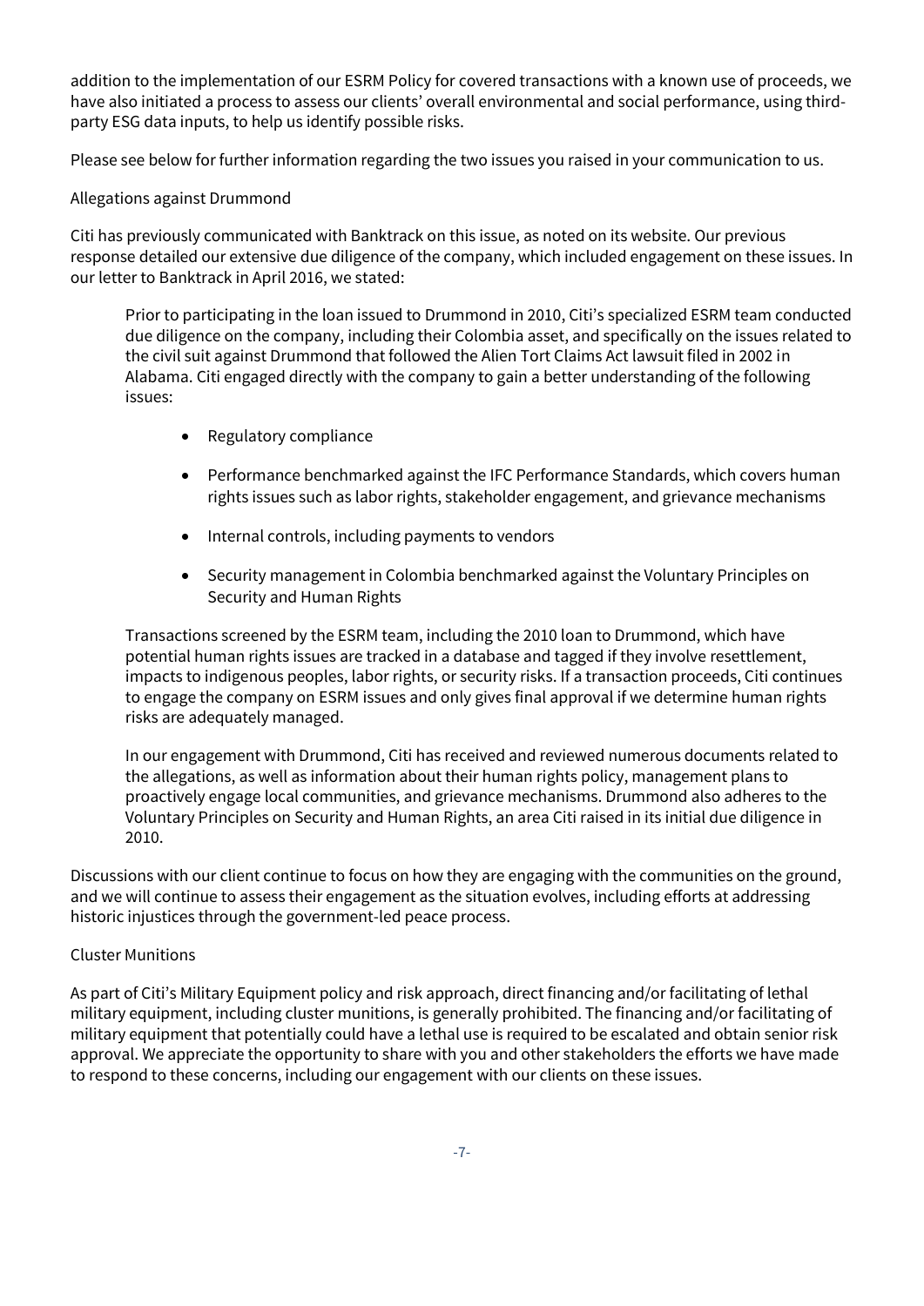addition to the implementation of our ESRM Policy for covered transactions with a known use of proceeds, we have also initiated a process to assess our clients' overall environmental and social performance, using third-party ESG data inputs, to help us identify possible risks.

Please see below for further information regarding the two issues you raised in your communication to us.

Allegations against Drummond

Citi has previously communicated with Banktrack on this issue, as noted on its website. Our previous response detailed our extensive due diligence of the company, which included engagement on these issues. In our letter to Banktrack in April 2016, we stated:

> Prior to participating in the loan issued to Drummond in 2010, Citi's specialized ESRM team conducted due diligence on the company, including their Colombia asset, and specifically on the issues related to the civil suit against Drummond that followed the Alien Tort Claims Act lawsuit filed in 2002 in Alabama. Citi engaged directly with the company to gain a better understanding of the following issues:
>
> - Regulatory compliance
> - Performance benchmarked against the IFC Performance Standards, which covers human rights issues such as labor rights, stakeholder engagement, and grievance mechanisms
> - Internal controls, including payments to vendors
> - Security management in Colombia benchmarked against the Voluntary Principles on Security and Human Rights
>
> Transactions screened by the ESRM team, including the 2010 loan to Drummond, which have potential human rights issues are tracked in a database and tagged if they involve resettlement, impacts to indigenous peoples, labor rights, or security risks. If a transaction proceeds, Citi continues to engage the company on ESRM issues and only gives final approval if we determine human rights risks are adequately managed.
>
> In our engagement with Drummond, Citi has received and reviewed numerous documents related to the allegations, as well as information about their human rights policy, management plans to proactively engage local communities, and grievance mechanisms. Drummond also adheres to the Voluntary Principles on Security and Human Rights, an area Citi raised in its initial due diligence in 2010.

Discussions with our client continue to focus on how they are engaging with the communities on the ground, and we will continue to assess their engagement as the situation evolves, including efforts at addressing historic injustices through the government-led peace process.

Cluster Munitions

As part of Citi's Military Equipment policy and risk approach, direct financing and/or facilitating of lethal military equipment, including cluster munitions, is generally prohibited. The financing and/or facilitating of military equipment that potentially could have a lethal use is required to be escalated and obtain senior risk approval. We appreciate the opportunity to share with you and other stakeholders the efforts we have made to respond to these concerns, including our engagement with our clients on these issues.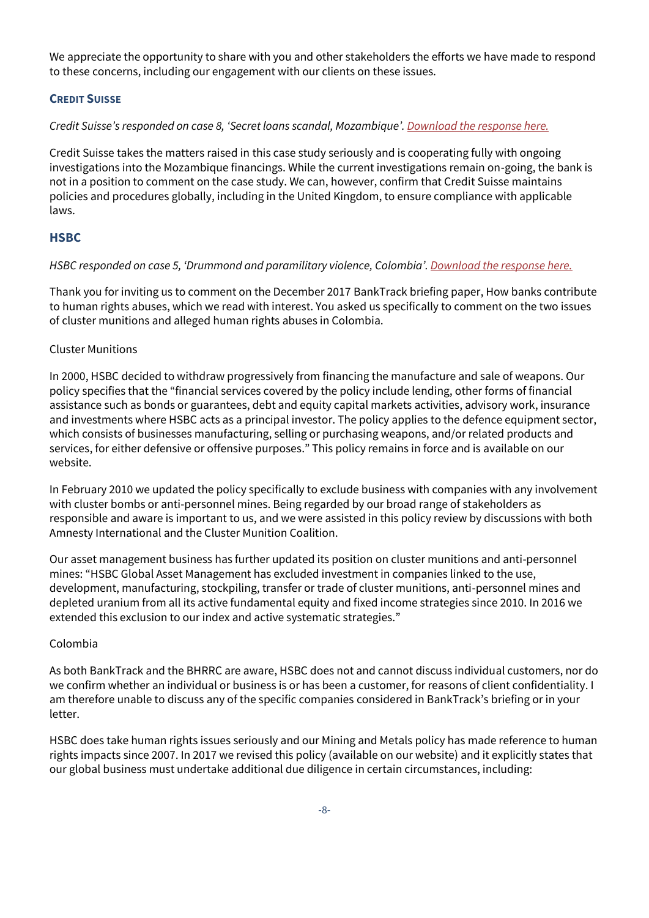We appreciate the opportunity to share with you and other stakeholders the efforts we have made to respond to these concerns, including our engagement with our clients on these issues.

### Credit Suisse

*Credit Suisse's responded on case 8, 'Secret loans scandal, Mozambique'. Download the response here.*

Credit Suisse takes the matters raised in this case study seriously and is cooperating fully with ongoing investigations into the Mozambique financings. While the current investigations remain on-going, the bank is not in a position to comment on the case study. We can, however, confirm that Credit Suisse maintains policies and procedures globally, including in the United Kingdom, to ensure compliance with applicable laws.

### HSBC

*HSBC responded on case 5, 'Drummond and paramilitary violence, Colombia'. Download the response here.*

Thank you for inviting us to comment on the December 2017 BankTrack briefing paper, How banks contribute to human rights abuses, which we read with interest. You asked us specifically to comment on the two issues of cluster munitions and alleged human rights abuses in Colombia.

Cluster Munitions

In 2000, HSBC decided to withdraw progressively from financing the manufacture and sale of weapons. Our policy specifies that the "financial services covered by the policy include lending, other forms of financial assistance such as bonds or guarantees, debt and equity capital markets activities, advisory work, insurance and investments where HSBC acts as a principal investor. The policy applies to the defence equipment sector, which consists of businesses manufacturing, selling or purchasing weapons, and/or related products and services, for either defensive or offensive purposes." This policy remains in force and is available on our website.

In February 2010 we updated the policy specifically to exclude business with companies with any involvement with cluster bombs or anti-personnel mines. Being regarded by our broad range of stakeholders as responsible and aware is important to us, and we were assisted in this policy review by discussions with both Amnesty International and the Cluster Munition Coalition.

Our asset management business has further updated its position on cluster munitions and anti-personnel mines: "HSBC Global Asset Management has excluded investment in companies linked to the use, development, manufacturing, stockpiling, transfer or trade of cluster munitions, anti-personnel mines and depleted uranium from all its active fundamental equity and fixed income strategies since 2010. In 2016 we extended this exclusion to our index and active systematic strategies."

Colombia

As both BankTrack and the BHRRC are aware, HSBC does not and cannot discuss individual customers, nor do we confirm whether an individual or business is or has been a customer, for reasons of client confidentiality. I am therefore unable to discuss any of the specific companies considered in BankTrack's briefing or in your letter.

HSBC does take human rights issues seriously and our Mining and Metals policy has made reference to human rights impacts since 2007. In 2017 we revised this policy (available on our website) and it explicitly states that our global business must undertake additional due diligence in certain circumstances, including: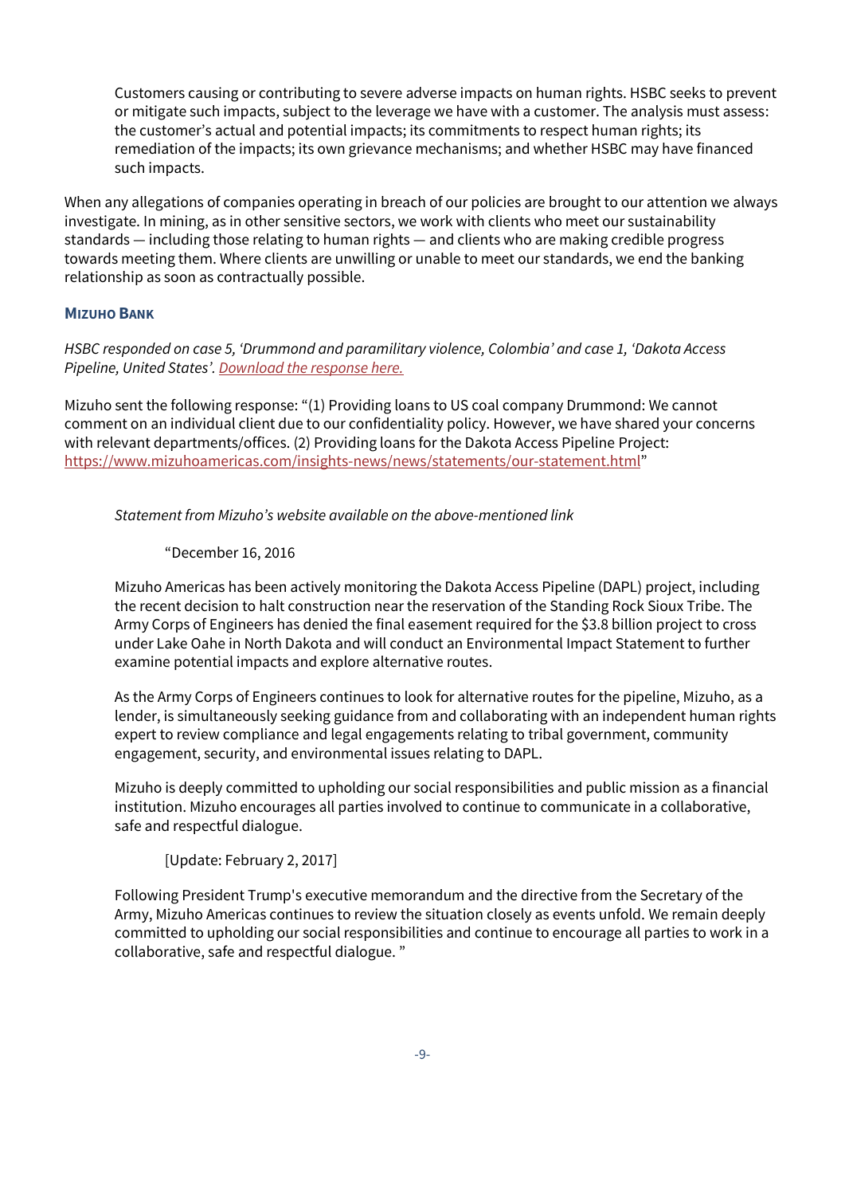Customers causing or contributing to severe adverse impacts on human rights. HSBC seeks to prevent or mitigate such impacts, subject to the leverage we have with a customer. The analysis must assess: the customer's actual and potential impacts; its commitments to respect human rights; its remediation of the impacts; its own grievance mechanisms; and whether HSBC may have financed such impacts.

When any allegations of companies operating in breach of our policies are brought to our attention we always investigate. In mining, as in other sensitive sectors, we work with clients who meet our sustainability standards — including those relating to human rights — and clients who are making credible progress towards meeting them. Where clients are unwilling or unable to meet our standards, we end the banking relationship as soon as contractually possible.

### MIZUHO BANK

*HSBC responded on case 5, 'Drummond and paramilitary violence, Colombia' and case 1, 'Dakota Access Pipeline, United States'. Download the response here.*

Mizuho sent the following response: "(1) Providing loans to US coal company Drummond: We cannot comment on an individual client due to our confidentiality policy. However, we have shared your concerns with relevant departments/offices. (2) Providing loans for the Dakota Access Pipeline Project: https://www.mizuhoamericas.com/insights-news/news/statements/our-statement.html"

*Statement from Mizuho's website available on the above-mentioned link*

"December 16, 2016

Mizuho Americas has been actively monitoring the Dakota Access Pipeline (DAPL) project, including the recent decision to halt construction near the reservation of the Standing Rock Sioux Tribe. The Army Corps of Engineers has denied the final easement required for the $3.8 billion project to cross under Lake Oahe in North Dakota and will conduct an Environmental Impact Statement to further examine potential impacts and explore alternative routes.

As the Army Corps of Engineers continues to look for alternative routes for the pipeline, Mizuho, as a lender, is simultaneously seeking guidance from and collaborating with an independent human rights expert to review compliance and legal engagements relating to tribal government, community engagement, security, and environmental issues relating to DAPL.

Mizuho is deeply committed to upholding our social responsibilities and public mission as a financial institution. Mizuho encourages all parties involved to continue to communicate in a collaborative, safe and respectful dialogue.

[Update: February 2, 2017]

Following President Trump's executive memorandum and the directive from the Secretary of the Army, Mizuho Americas continues to review the situation closely as events unfold. We remain deeply committed to upholding our social responsibilities and continue to encourage all parties to work in a collaborative, safe and respectful dialogue. "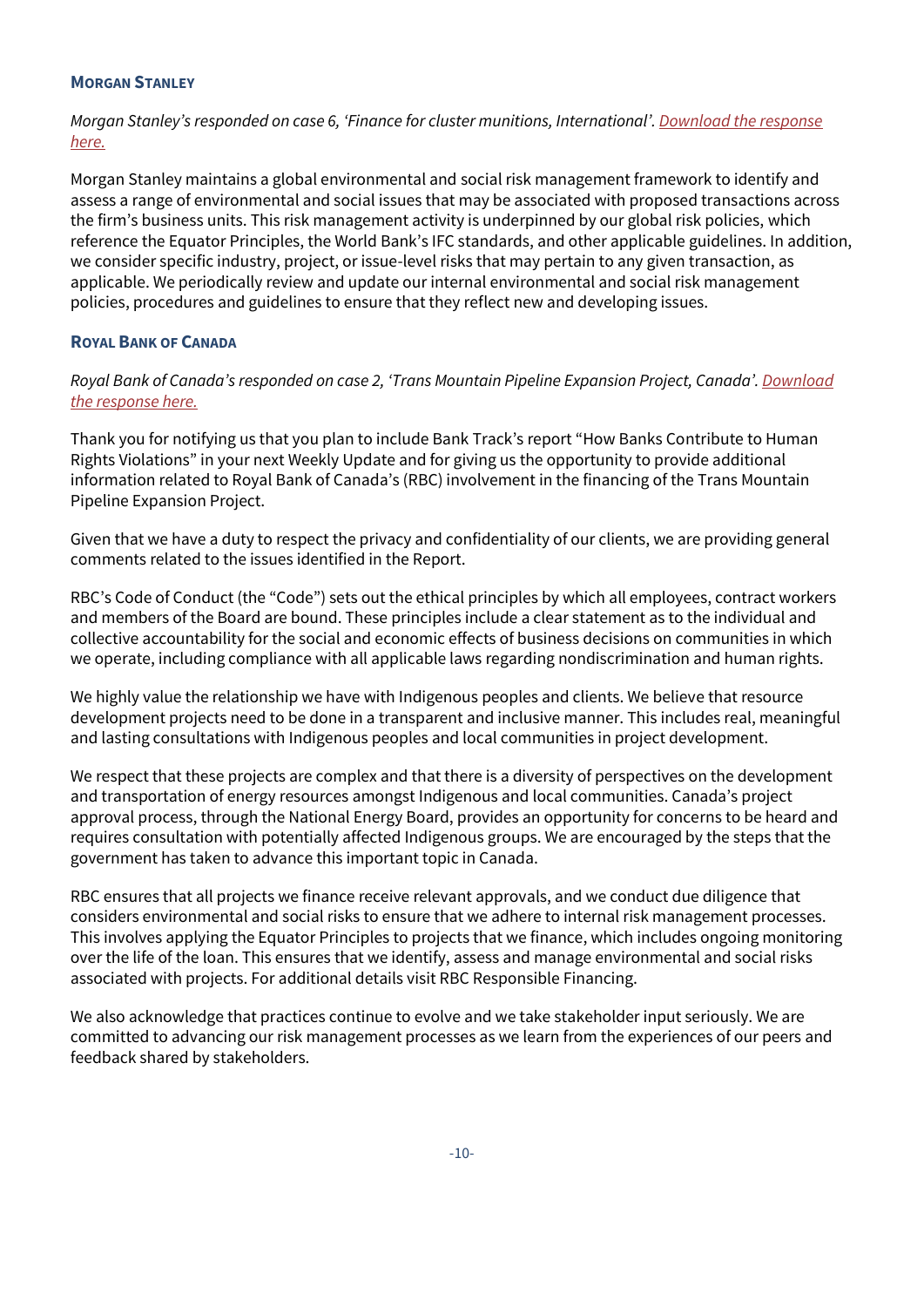### Morgan Stanley

*Morgan Stanley's responded on case 6, 'Finance for cluster munitions, International'. [Download the response here.]()*

Morgan Stanley maintains a global environmental and social risk management framework to identify and assess a range of environmental and social issues that may be associated with proposed transactions across the firm's business units. This risk management activity is underpinned by our global risk policies, which reference the Equator Principles, the World Bank's IFC standards, and other applicable guidelines. In addition, we consider specific industry, project, or issue-level risks that may pertain to any given transaction, as applicable. We periodically review and update our internal environmental and social risk management policies, procedures and guidelines to ensure that they reflect new and developing issues.

### Royal Bank of Canada

*Royal Bank of Canada's responded on case 2, 'Trans Mountain Pipeline Expansion Project, Canada'. [Download the response here.]()*

Thank you for notifying us that you plan to include Bank Track's report "How Banks Contribute to Human Rights Violations" in your next Weekly Update and for giving us the opportunity to provide additional information related to Royal Bank of Canada's (RBC) involvement in the financing of the Trans Mountain Pipeline Expansion Project.

Given that we have a duty to respect the privacy and confidentiality of our clients, we are providing general comments related to the issues identified in the Report.

RBC's Code of Conduct (the "Code") sets out the ethical principles by which all employees, contract workers and members of the Board are bound. These principles include a clear statement as to the individual and collective accountability for the social and economic effects of business decisions on communities in which we operate, including compliance with all applicable laws regarding nondiscrimination and human rights.

We highly value the relationship we have with Indigenous peoples and clients. We believe that resource development projects need to be done in a transparent and inclusive manner. This includes real, meaningful and lasting consultations with Indigenous peoples and local communities in project development.

We respect that these projects are complex and that there is a diversity of perspectives on the development and transportation of energy resources amongst Indigenous and local communities. Canada's project approval process, through the National Energy Board, provides an opportunity for concerns to be heard and requires consultation with potentially affected Indigenous groups. We are encouraged by the steps that the government has taken to advance this important topic in Canada.

RBC ensures that all projects we finance receive relevant approvals, and we conduct due diligence that considers environmental and social risks to ensure that we adhere to internal risk management processes. This involves applying the Equator Principles to projects that we finance, which includes ongoing monitoring over the life of the loan. This ensures that we identify, assess and manage environmental and social risks associated with projects. For additional details visit RBC Responsible Financing.

We also acknowledge that practices continue to evolve and we take stakeholder input seriously. We are committed to advancing our risk management processes as we learn from the experiences of our peers and feedback shared by stakeholders.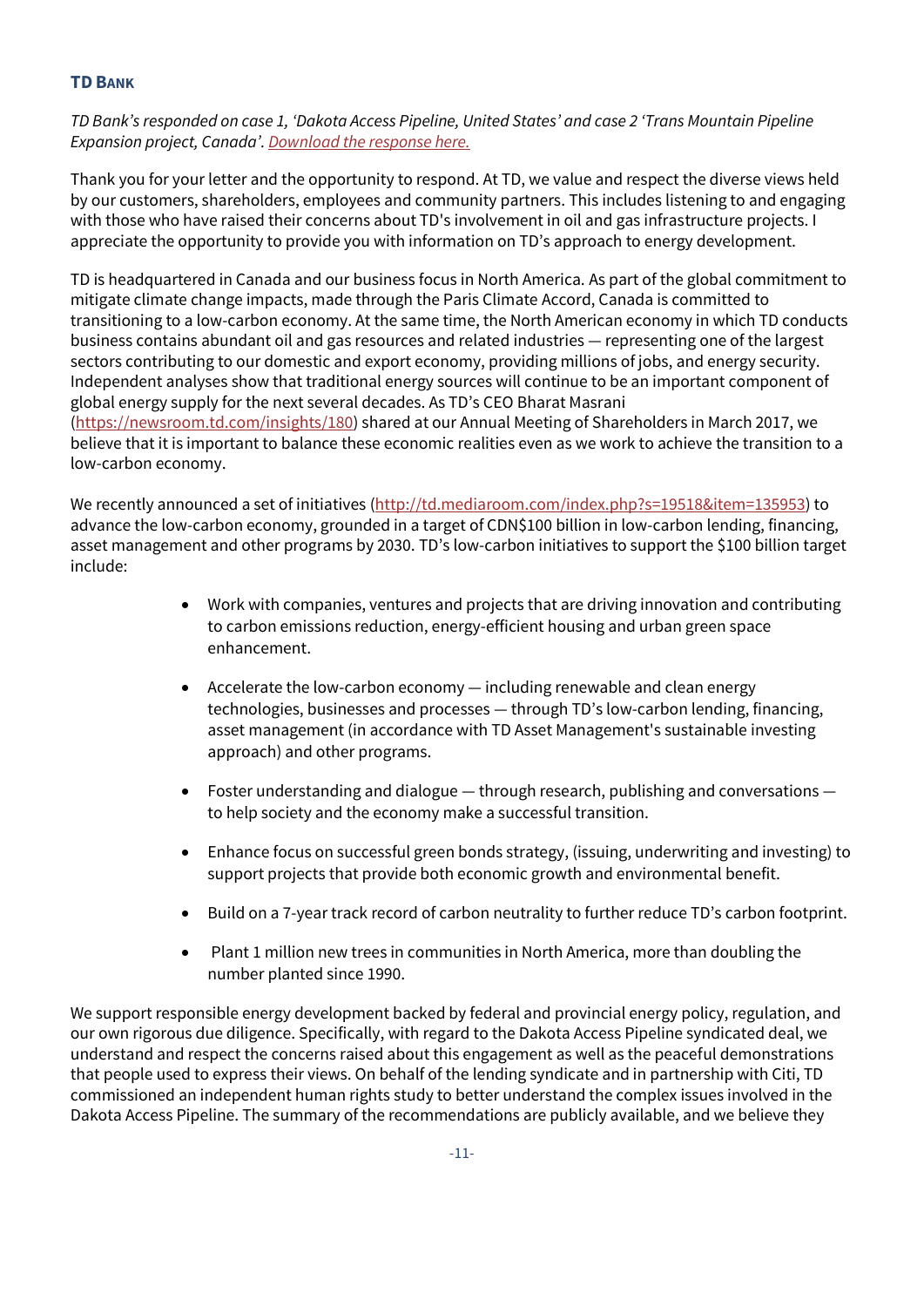### TD Bank

*TD Bank's responded on case 1, 'Dakota Access Pipeline, United States' and case 2 'Trans Mountain Pipeline Expansion project, Canada'. Download the response here.*

Thank you for your letter and the opportunity to respond. At TD, we value and respect the diverse views held by our customers, shareholders, employees and community partners. This includes listening to and engaging with those who have raised their concerns about TD's involvement in oil and gas infrastructure projects. I appreciate the opportunity to provide you with information on TD's approach to energy development.

TD is headquartered in Canada and our business focus in North America. As part of the global commitment to mitigate climate change impacts, made through the Paris Climate Accord, Canada is committed to transitioning to a low-carbon economy. At the same time, the North American economy in which TD conducts business contains abundant oil and gas resources and related industries — representing one of the largest sectors contributing to our domestic and export economy, providing millions of jobs, and energy security. Independent analyses show that traditional energy sources will continue to be an important component of global energy supply for the next several decades. As TD's CEO Bharat Masrani (https://newsroom.td.com/insights/180) shared at our Annual Meeting of Shareholders in March 2017, we believe that it is important to balance these economic realities even as we work to achieve the transition to a low-carbon economy.

We recently announced a set of initiatives (http://td.mediaroom.com/index.php?s=19518&item=135953) to advance the low-carbon economy, grounded in a target of CDN$100 billion in low-carbon lending, financing, asset management and other programs by 2030. TD's low-carbon initiatives to support the $100 billion target include:

- Work with companies, ventures and projects that are driving innovation and contributing to carbon emissions reduction, energy-efficient housing and urban green space enhancement.
- Accelerate the low-carbon economy — including renewable and clean energy technologies, businesses and processes — through TD's low-carbon lending, financing, asset management (in accordance with TD Asset Management's sustainable investing approach) and other programs.
- Foster understanding and dialogue — through research, publishing and conversations — to help society and the economy make a successful transition.
- Enhance focus on successful green bonds strategy, (issuing, underwriting and investing) to support projects that provide both economic growth and environmental benefit.
- Build on a 7-year track record of carbon neutrality to further reduce TD's carbon footprint.
- Plant 1 million new trees in communities in North America, more than doubling the number planted since 1990.

We support responsible energy development backed by federal and provincial energy policy, regulation, and our own rigorous due diligence. Specifically, with regard to the Dakota Access Pipeline syndicated deal, we understand and respect the concerns raised about this engagement as well as the peaceful demonstrations that people used to express their views. On behalf of the lending syndicate and in partnership with Citi, TD commissioned an independent human rights study to better understand the complex issues involved in the Dakota Access Pipeline. The summary of the recommendations are publicly available, and we believe they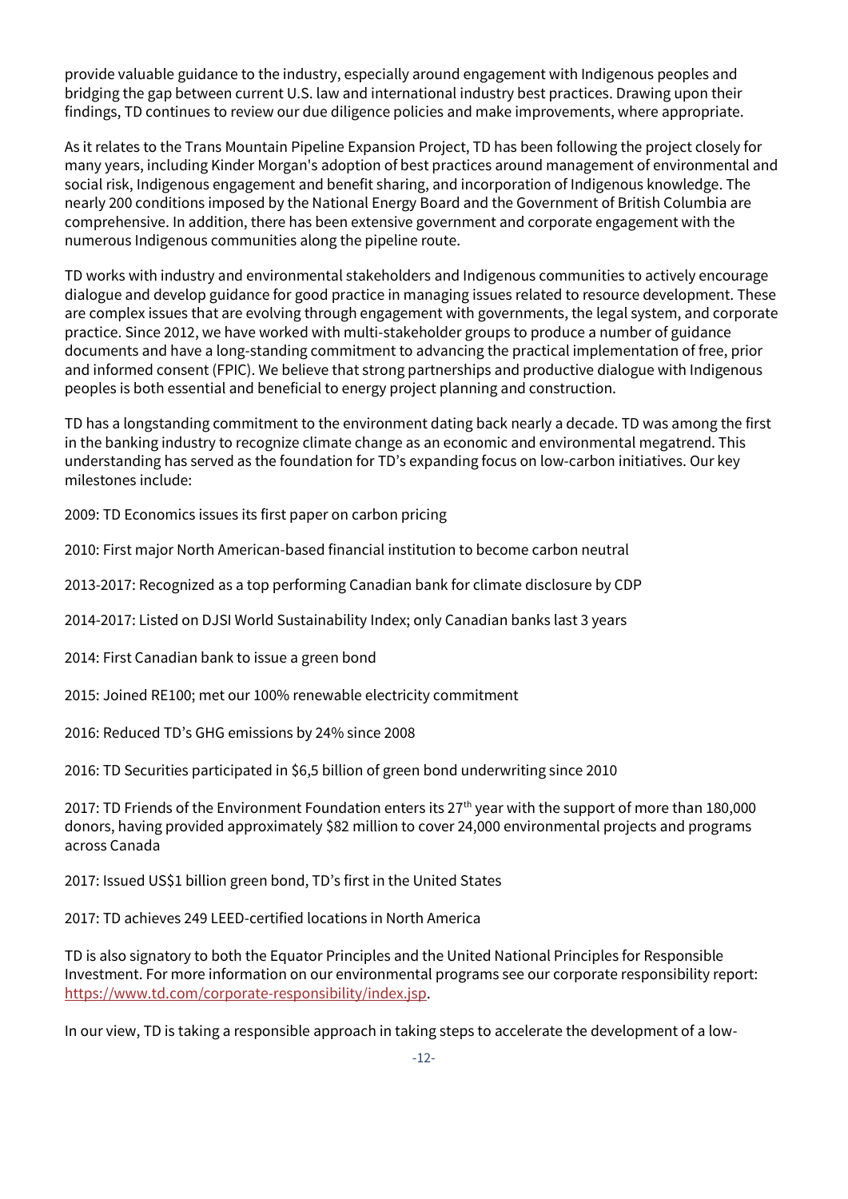provide valuable guidance to the industry, especially around engagement with Indigenous peoples and bridging the gap between current U.S. law and international industry best practices. Drawing upon their findings, TD continues to review our due diligence policies and make improvements, where appropriate.

As it relates to the Trans Mountain Pipeline Expansion Project, TD has been following the project closely for many years, including Kinder Morgan's adoption of best practices around management of environmental and social risk, Indigenous engagement and benefit sharing, and incorporation of Indigenous knowledge. The nearly 200 conditions imposed by the National Energy Board and the Government of British Columbia are comprehensive. In addition, there has been extensive government and corporate engagement with the numerous Indigenous communities along the pipeline route.

TD works with industry and environmental stakeholders and Indigenous communities to actively encourage dialogue and develop guidance for good practice in managing issues related to resource development. These are complex issues that are evolving through engagement with governments, the legal system, and corporate practice. Since 2012, we have worked with multi-stakeholder groups to produce a number of guidance documents and have a long-standing commitment to advancing the practical implementation of free, prior and informed consent (FPIC). We believe that strong partnerships and productive dialogue with Indigenous peoples is both essential and beneficial to energy project planning and construction.

TD has a longstanding commitment to the environment dating back nearly a decade. TD was among the first in the banking industry to recognize climate change as an economic and environmental megatrend. This understanding has served as the foundation for TD's expanding focus on low-carbon initiatives. Our key milestones include:

2009: TD Economics issues its first paper on carbon pricing

2010: First major North American-based financial institution to become carbon neutral

2013-2017: Recognized as a top performing Canadian bank for climate disclosure by CDP

2014-2017: Listed on DJSI World Sustainability Index; only Canadian banks last 3 years

2014: First Canadian bank to issue a green bond

2015: Joined RE100; met our 100% renewable electricity commitment

2016: Reduced TD's GHG emissions by 24% since 2008

2016: TD Securities participated in $6,5 billion of green bond underwriting since 2010

2017: TD Friends of the Environment Foundation enters its 27th year with the support of more than 180,000 donors, having provided approximately $82 million to cover 24,000 environmental projects and programs across Canada

2017: Issued US$1 billion green bond, TD's first in the United States

2017: TD achieves 249 LEED-certified locations in North America

TD is also signatory to both the Equator Principles and the United National Principles for Responsible Investment. For more information on our environmental programs see our corporate responsibility report: https://www.td.com/corporate-responsibility/index.jsp.

In our view, TD is taking a responsible approach in taking steps to accelerate the development of a low-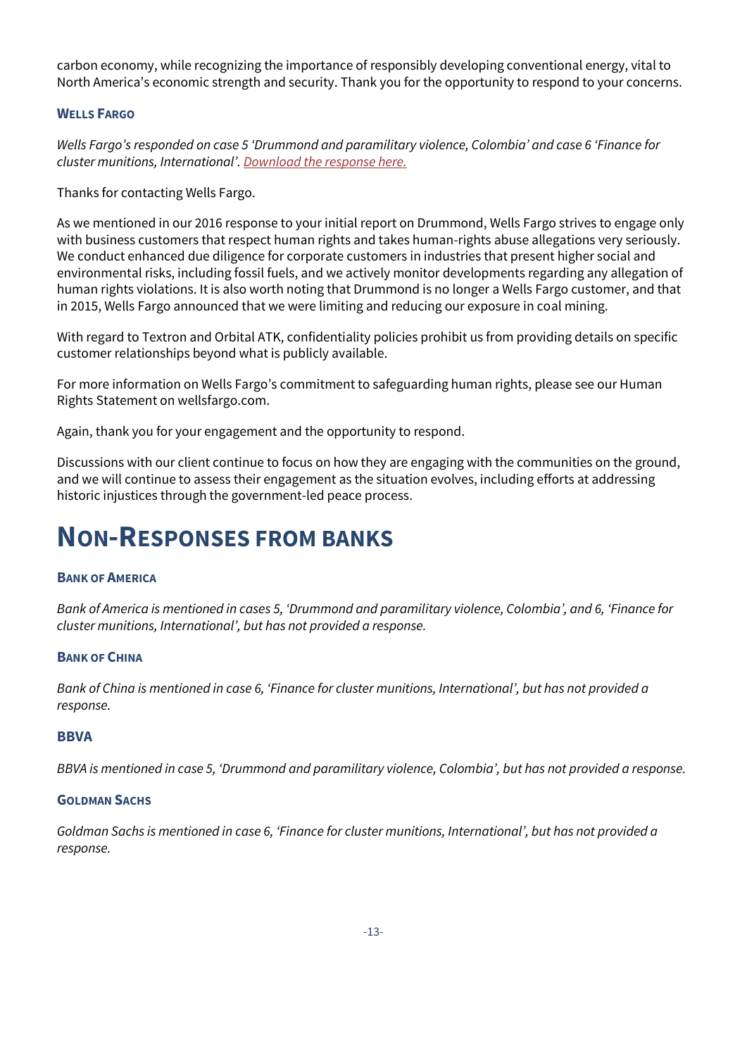carbon economy, while recognizing the importance of responsibly developing conventional energy, vital to North America's economic strength and security. Thank you for the opportunity to respond to your concerns.

### Wells Fargo

*Wells Fargo's responded on case 5 'Drummond and paramilitary violence, Colombia' and case 6 'Finance for cluster munitions, International'. Download the response here.*

Thanks for contacting Wells Fargo.

As we mentioned in our 2016 response to your initial report on Drummond, Wells Fargo strives to engage only with business customers that respect human rights and takes human-rights abuse allegations very seriously. We conduct enhanced due diligence for corporate customers in industries that present higher social and environmental risks, including fossil fuels, and we actively monitor developments regarding any allegation of human rights violations. It is also worth noting that Drummond is no longer a Wells Fargo customer, and that in 2015, Wells Fargo announced that we were limiting and reducing our exposure in coal mining.

With regard to Textron and Orbital ATK, confidentiality policies prohibit us from providing details on specific customer relationships beyond what is publicly available.

For more information on Wells Fargo's commitment to safeguarding human rights, please see our Human Rights Statement on wellsfargo.com.

Again, thank you for your engagement and the opportunity to respond.

Discussions with our client continue to focus on how they are engaging with the communities on the ground, and we will continue to assess their engagement as the situation evolves, including efforts at addressing historic injustices through the government-led peace process.

## Non-Responses from Banks

### Bank of America

*Bank of America is mentioned in cases 5, 'Drummond and paramilitary violence, Colombia', and 6, 'Finance for cluster munitions, International', but has not provided a response.*

### Bank of China

*Bank of China is mentioned in case 6, 'Finance for cluster munitions, International', but has not provided a response.*

### BBVA

*BBVA is mentioned in case 5, 'Drummond and paramilitary violence, Colombia', but has not provided a response.*

### Goldman Sachs

*Goldman Sachs is mentioned in case 6, 'Finance for cluster munitions, International', but has not provided a response.*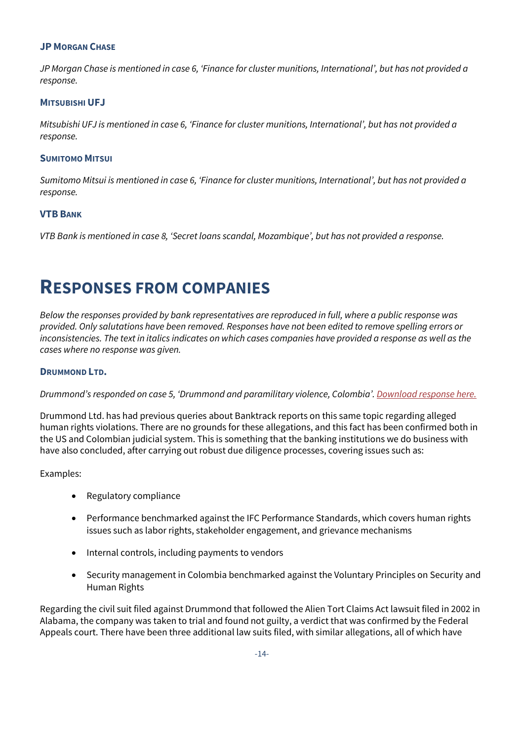### JP MORGAN CHASE

*JP Morgan Chase is mentioned in case 6, 'Finance for cluster munitions, International', but has not provided a response.*

### MITSUBISHI UFJ

*Mitsubishi UFJ is mentioned in case 6, 'Finance for cluster munitions, International', but has not provided a response.*

### SUMITOMO MITSUI

*Sumitomo Mitsui is mentioned in case 6, 'Finance for cluster munitions, International', but has not provided a response.*

### VTB BANK

*VTB Bank is mentioned in case 8, 'Secret loans scandal, Mozambique', but has not provided a response.*

# RESPONSES FROM COMPANIES

*Below the responses provided by bank representatives are reproduced in full, where a public response was provided. Only salutations have been removed. Responses have not been edited to remove spelling errors or inconsistencies. The text in italics indicates on which cases companies have provided a response as well as the cases where no response was given.*

### DRUMMOND LTD.

*Drummond's responded on case 5, 'Drummond and paramilitary violence, Colombia'. Download response here.*

Drummond Ltd. has had previous queries about Banktrack reports on this same topic regarding alleged human rights violations. There are no grounds for these allegations, and this fact has been confirmed both in the US and Colombian judicial system. This is something that the banking institutions we do business with have also concluded, after carrying out robust due diligence processes, covering issues such as:

Examples:

- Regulatory compliance
- Performance benchmarked against the IFC Performance Standards, which covers human rights issues such as labor rights, stakeholder engagement, and grievance mechanisms
- Internal controls, including payments to vendors
- Security management in Colombia benchmarked against the Voluntary Principles on Security and Human Rights

Regarding the civil suit filed against Drummond that followed the Alien Tort Claims Act lawsuit filed in 2002 in Alabama, the company was taken to trial and found not guilty, a verdict that was confirmed by the Federal Appeals court. There have been three additional law suits filed, with similar allegations, all of which have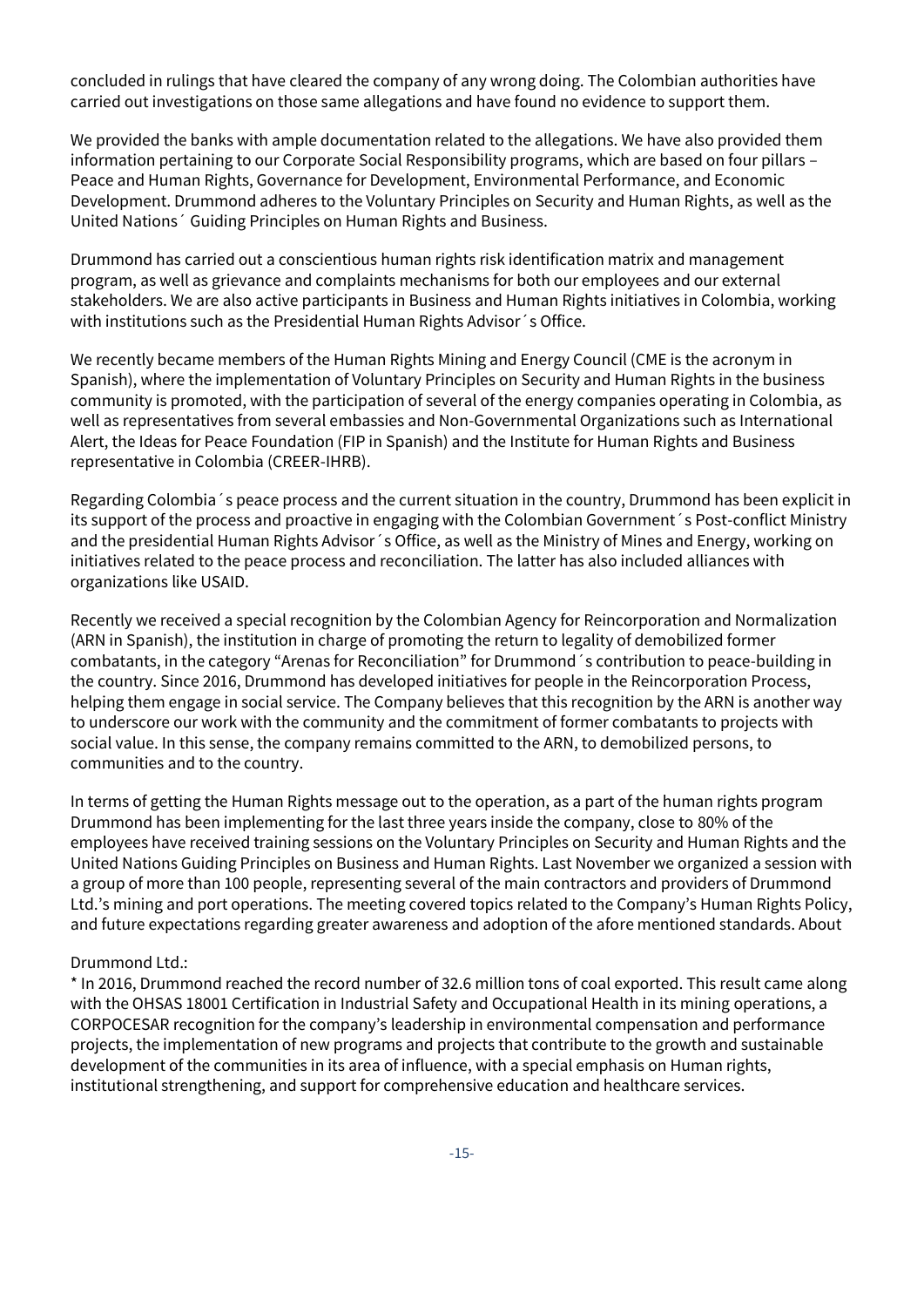concluded in rulings that have cleared the company of any wrong doing. The Colombian authorities have carried out investigations on those same allegations and have found no evidence to support them.

We provided the banks with ample documentation related to the allegations. We have also provided them information pertaining to our Corporate Social Responsibility programs, which are based on four pillars – Peace and Human Rights, Governance for Development, Environmental Performance, and Economic Development. Drummond adheres to the Voluntary Principles on Security and Human Rights, as well as the United Nations´ Guiding Principles on Human Rights and Business.

Drummond has carried out a conscientious human rights risk identification matrix and management program, as well as grievance and complaints mechanisms for both our employees and our external stakeholders. We are also active participants in Business and Human Rights initiatives in Colombia, working with institutions such as the Presidential Human Rights Advisor´s Office.

We recently became members of the Human Rights Mining and Energy Council (CME is the acronym in Spanish), where the implementation of Voluntary Principles on Security and Human Rights in the business community is promoted, with the participation of several of the energy companies operating in Colombia, as well as representatives from several embassies and Non-Governmental Organizations such as International Alert, the Ideas for Peace Foundation (FIP in Spanish) and the Institute for Human Rights and Business representative in Colombia (CREER-IHRB).

Regarding Colombia´s peace process and the current situation in the country, Drummond has been explicit in its support of the process and proactive in engaging with the Colombian Government´s Post-conflict Ministry and the presidential Human Rights Advisor´s Office, as well as the Ministry of Mines and Energy, working on initiatives related to the peace process and reconciliation. The latter has also included alliances with organizations like USAID.

Recently we received a special recognition by the Colombian Agency for Reincorporation and Normalization (ARN in Spanish), the institution in charge of promoting the return to legality of demobilized former combatants, in the category "Arenas for Reconciliation" for Drummond´s contribution to peace-building in the country. Since 2016, Drummond has developed initiatives for people in the Reincorporation Process, helping them engage in social service. The Company believes that this recognition by the ARN is another way to underscore our work with the community and the commitment of former combatants to projects with social value. In this sense, the company remains committed to the ARN, to demobilized persons, to communities and to the country.

In terms of getting the Human Rights message out to the operation, as a part of the human rights program Drummond has been implementing for the last three years inside the company, close to 80% of the employees have received training sessions on the Voluntary Principles on Security and Human Rights and the United Nations Guiding Principles on Business and Human Rights. Last November we organized a session with a group of more than 100 people, representing several of the main contractors and providers of Drummond Ltd.'s mining and port operations. The meeting covered topics related to the Company's Human Rights Policy, and future expectations regarding greater awareness and adoption of the afore mentioned standards. About

Drummond Ltd.:

* In 2016, Drummond reached the record number of 32.6 million tons of coal exported. This result came along with the OHSAS 18001 Certification in Industrial Safety and Occupational Health in its mining operations, a CORPOCESAR recognition for the company's leadership in environmental compensation and performance projects, the implementation of new programs and projects that contribute to the growth and sustainable development of the communities in its area of influence, with a special emphasis on Human rights, institutional strengthening, and support for comprehensive education and healthcare services.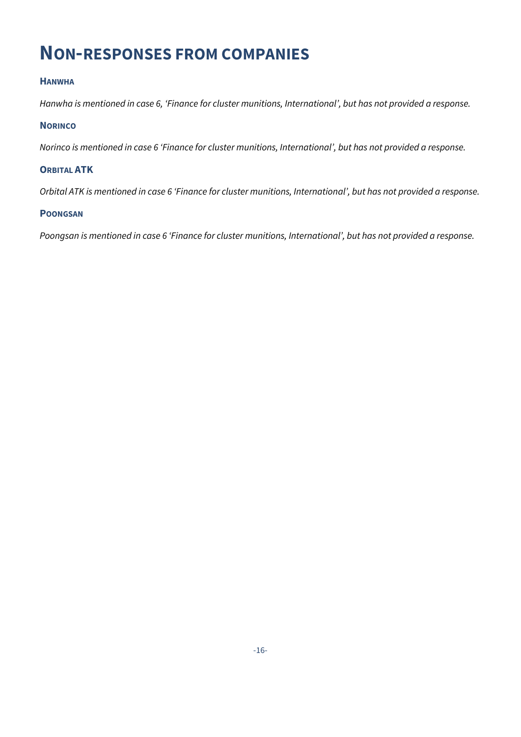# Non-responses from companies

## Hanwha

*Hanwha is mentioned in case 6, 'Finance for cluster munitions, International', but has not provided a response.*

## Norinco

*Norinco is mentioned in case 6 'Finance for cluster munitions, International', but has not provided a response.*

## Orbital ATK

*Orbital ATK is mentioned in case 6 'Finance for cluster munitions, International', but has not provided a response.*

## Poongsan

*Poongsan is mentioned in case 6 'Finance for cluster munitions, International', but has not provided a response.*